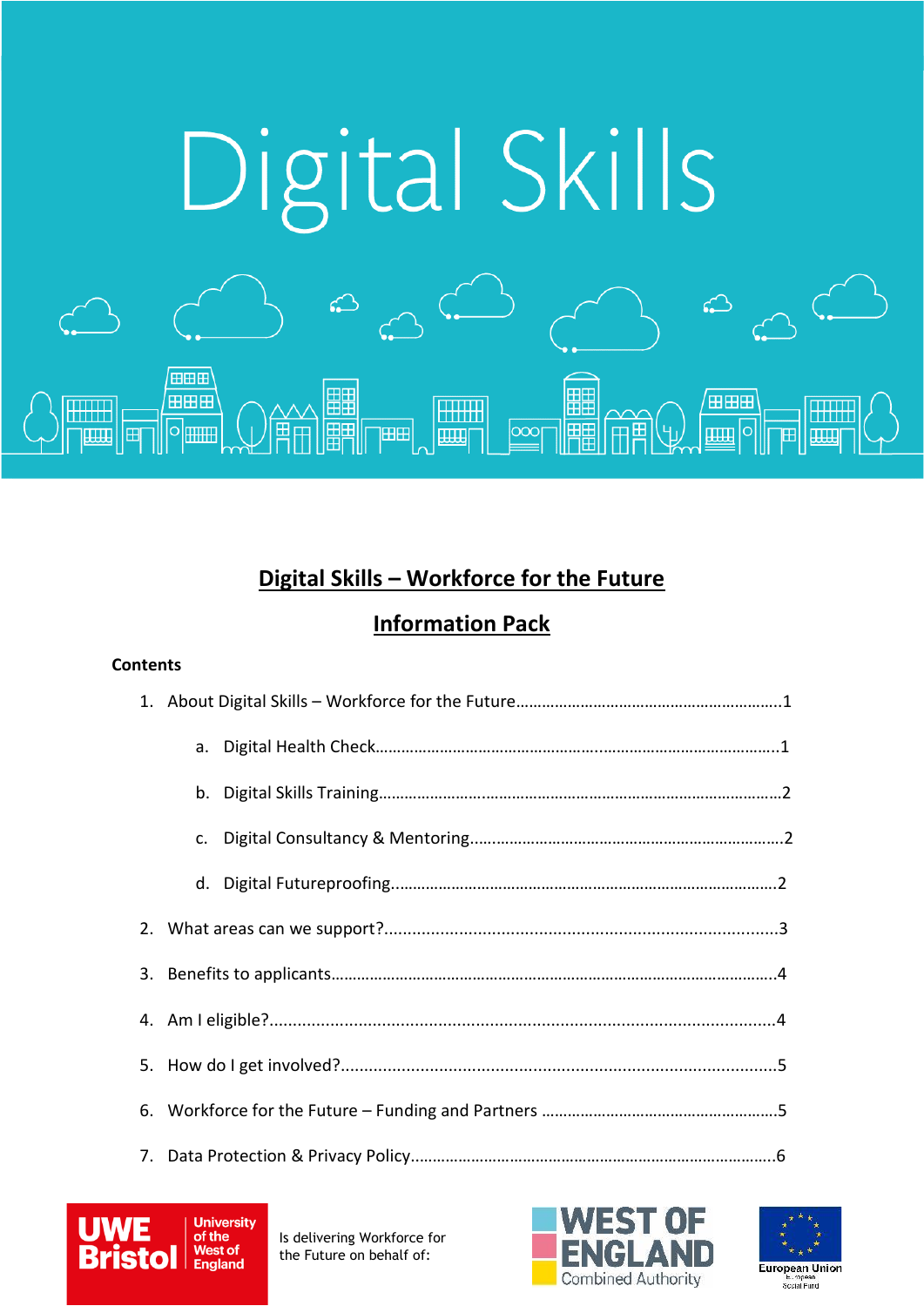# Digital Skills

## Digital Skills – Workforce for the Future

## Information Pack

**Contents**

1. About Digital Skills – Workforce for the Future............................................................1
   a. Digital Health Check..........................................................................................1
   b. Digital Skills Training.........................................................................................2
   c. Digital Consultancy & Mentoring........................................................................2
   d. Digital Futureproofing........................................................................................2
2. What areas can we support?...................................................................................3
3. Benefits to applicants...............................................................................................4
4. Am I eligible?...........................................................................................................4
5. How do I get involved?............................................................................................5
6. Workforce for the Future – Funding and Partners .....................................................5
7. Data Protection & Privacy Policy...............................................................................6

UWE Bristol University of the West of England

Is delivering Workforce for the Future on behalf of:

WEST OF ENGLAND Combined Authority

European Union European Social Fund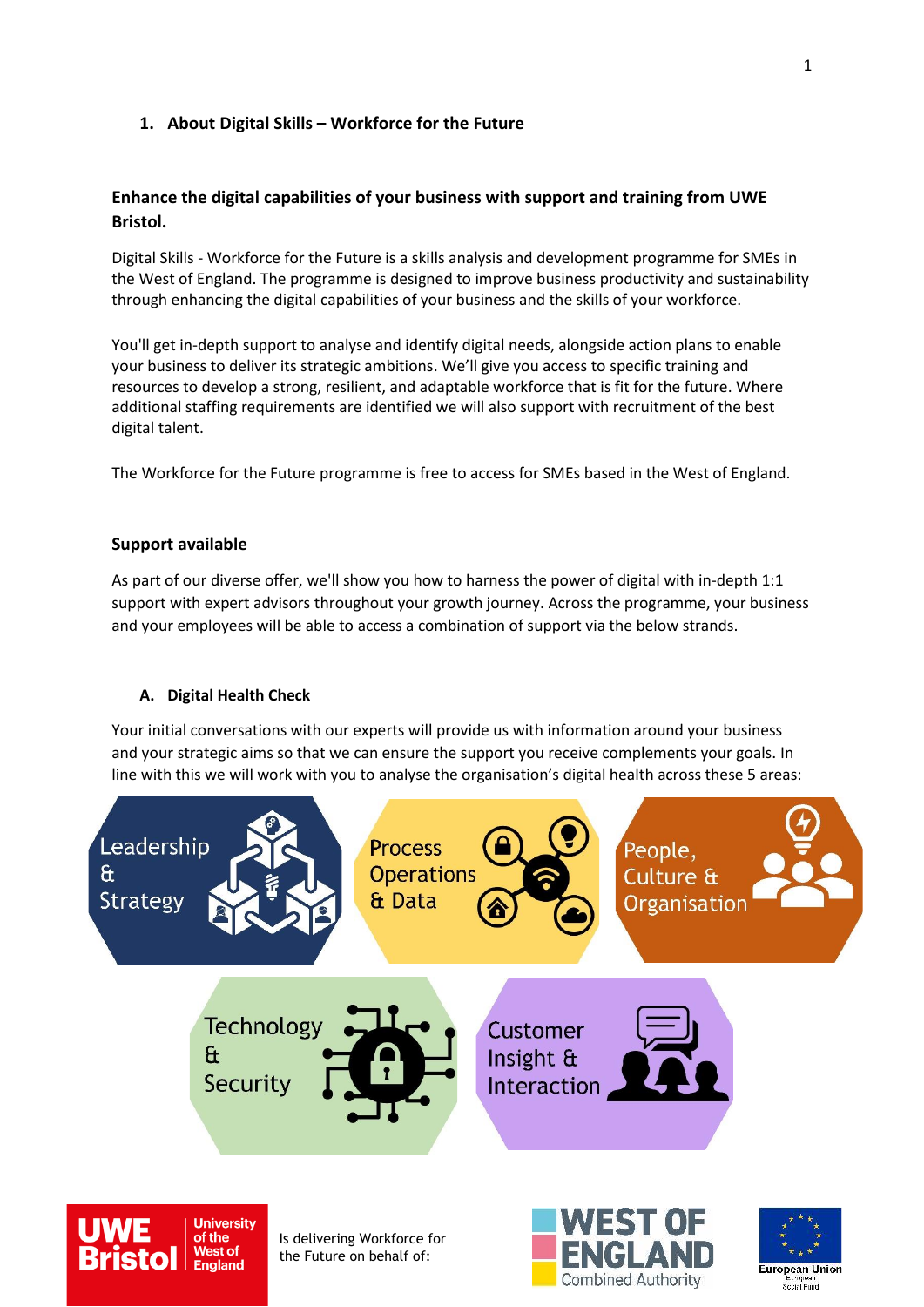## 1. About Digital Skills – Workforce for the Future

**Enhance the digital capabilities of your business with support and training from UWE Bristol.**

Digital Skills - Workforce for the Future is a skills analysis and development programme for SMEs in the West of England. The programme is designed to improve business productivity and sustainability through enhancing the digital capabilities of your business and the skills of your workforce.

You'll get in-depth support to analyse and identify digital needs, alongside action plans to enable your business to deliver its strategic ambitions. We'll give you access to specific training and resources to develop a strong, resilient, and adaptable workforce that is fit for the future. Where additional staffing requirements are identified we will also support with recruitment of the best digital talent.

The Workforce for the Future programme is free to access for SMEs based in the West of England.

### Support available

As part of our diverse offer, we'll show you how to harness the power of digital with in-depth 1:1 support with expert advisors throughout your growth journey. Across the programme, your business and your employees will be able to access a combination of support via the below strands.

#### A. Digital Health Check

Your initial conversations with our experts will provide us with information around your business and your strategic aims so that we can ensure the support you receive complements your goals. In line with this we will work with you to analyse the organisation's digital health across these 5 areas:

- Leadership & Strategy
- Process Operations & Data
- People, Culture & Organisation
- Technology & Security
- Customer Insight & Interaction

UWE Bristol University of the West of England Is delivering Workforce for the Future on behalf of: West of England Combined Authority; European Union European Social Fund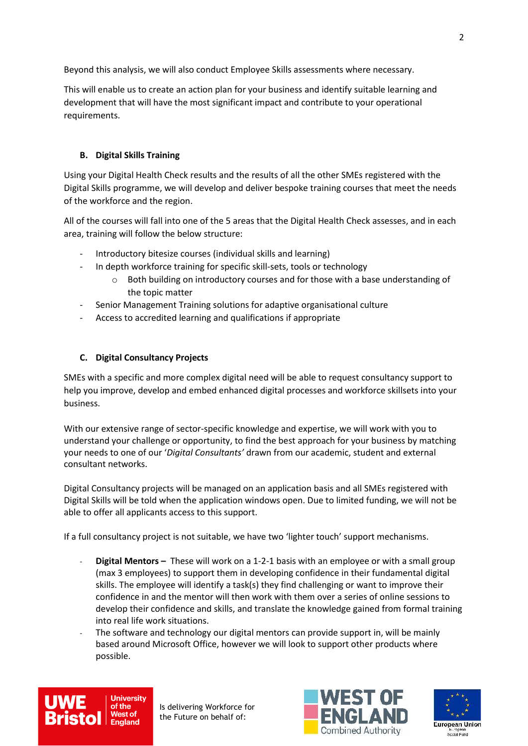Beyond this analysis, we will also conduct Employee Skills assessments where necessary.

This will enable us to create an action plan for your business and identify suitable learning and development that will have the most significant impact and contribute to your operational requirements.

### B. Digital Skills Training

Using your Digital Health Check results and the results of all the other SMEs registered with the Digital Skills programme, we will develop and deliver bespoke training courses that meet the needs of the workforce and the region.

All of the courses will fall into one of the 5 areas that the Digital Health Check assesses, and in each area, training will follow the below structure:

- Introductory bitesize courses (individual skills and learning)
- In depth workforce training for specific skill-sets, tools or technology
    - Both building on introductory courses and for those with a base understanding of the topic matter
- Senior Management Training solutions for adaptive organisational culture
- Access to accredited learning and qualifications if appropriate

### C. Digital Consultancy Projects

SMEs with a specific and more complex digital need will be able to request consultancy support to help you improve, develop and embed enhanced digital processes and workforce skillsets into your business.

With our extensive range of sector-specific knowledge and expertise, we will work with you to understand your challenge or opportunity, to find the best approach for your business by matching your needs to one of our '*Digital Consultants'* drawn from our academic, student and external consultant networks.

Digital Consultancy projects will be managed on an application basis and all SMEs registered with Digital Skills will be told when the application windows open. Due to limited funding, we will not be able to offer all applicants access to this support.

If a full consultancy project is not suitable, we have two 'lighter touch' support mechanisms.

- **Digital Mentors –** These will work on a 1-2-1 basis with an employee or with a small group (max 3 employees) to support them in developing confidence in their fundamental digital skills. The employee will identify a task(s) they find challenging or want to improve their confidence in and the mentor will then work with them over a series of online sessions to develop their confidence and skills, and translate the knowledge gained from formal training into real life work situations.
- The software and technology our digital mentors can provide support in, will be mainly based around Microsoft Office, however we will look to support other products where possible.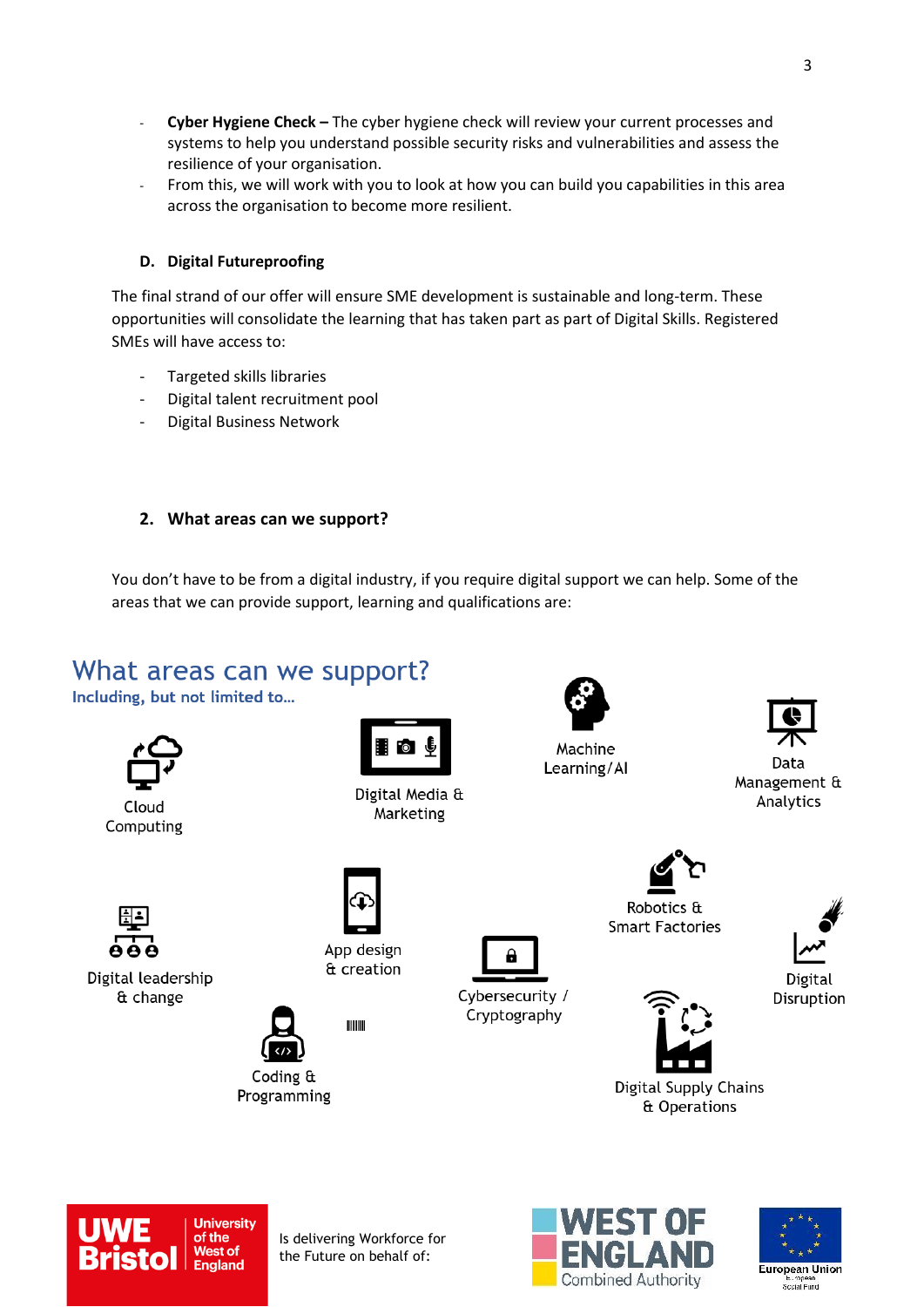- **Cyber Hygiene Check –** The cyber hygiene check will review your current processes and systems to help you understand possible security risks and vulnerabilities and assess the resilience of your organisation.
- From this, we will work with you to look at how you can build you capabilities in this area across the organisation to become more resilient.

### D. Digital Futureproofing

The final strand of our offer will ensure SME development is sustainable and long-term. These opportunities will consolidate the learning that has taken part as part of Digital Skills. Registered SMEs will have access to:

- Targeted skills libraries
- Digital talent recruitment pool
- Digital Business Network

## 2. What areas can we support?

You don't have to be from a digital industry, if you require digital support we can help. Some of the areas that we can provide support, learning and qualifications are:

## What areas can we support?

**Including, but not limited to...**

- Cloud Computing
- Digital Media & Marketing
- Machine Learning/AI
- Data Management & Analytics
- Digital leadership & change
- App design & creation
- Robotics & Smart Factories
- Digital Disruption
- Cybersecurity / Cryptography
- Coding & Programming
- Digital Supply Chains & Operations

UWE Bristol University of the West of England Is delivering Workforce for the Future on behalf of: West of England Combined Authority; European Union European Social Fund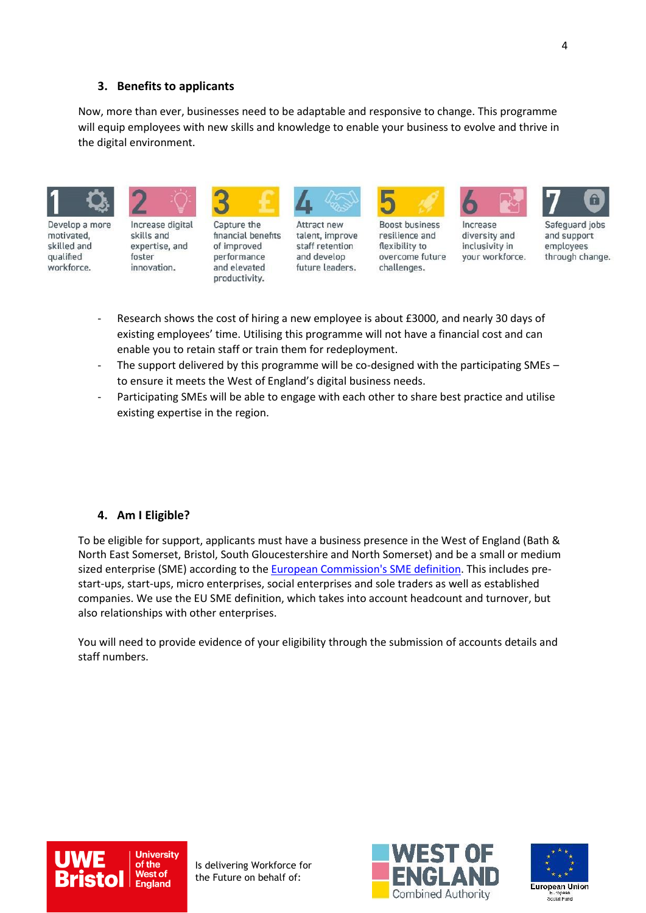### 3. Benefits to applicants

Now, more than ever, businesses need to be adaptable and responsive to change. This programme will equip employees with new skills and knowledge to enable your business to evolve and thrive in the digital environment.

1. Develop a more motivated, skilled and qualified workforce.
2. Increase digital skills and expertise, and foster innovation.
3. Capture the financial benefits of improved performance and elevated productivity.
4. Attract new talent, improve staff retention and develop future leaders.
5. Boost business resilience and flexibility to overcome future challenges.
6. Increase diversity and inclusivity in your workforce.
7. Safeguard jobs and support employees through change.

- Research shows the cost of hiring a new employee is about £3000, and nearly 30 days of existing employees' time. Utilising this programme will not have a financial cost and can enable you to retain staff or train them for redeployment.
- The support delivered by this programme will be co-designed with the participating SMEs – to ensure it meets the West of England's digital business needs.
- Participating SMEs will be able to engage with each other to share best practice and utilise existing expertise in the region.

### 4. Am I Eligible?

To be eligible for support, applicants must have a business presence in the West of England (Bath & North East Somerset, Bristol, South Gloucestershire and North Somerset) and be a small or medium sized enterprise (SME) according to the European Commission's SME definition. This includes pre-start-ups, start-ups, micro enterprises, social enterprises and sole traders as well as established companies. We use the EU SME definition, which takes into account headcount and turnover, but also relationships with other enterprises.

You will need to provide evidence of your eligibility through the submission of accounts details and staff numbers.

UWE Bristol University of the West of England Is delivering Workforce for the Future on behalf of: WEST OF ENGLAND Combined Authority European Union European Social Fund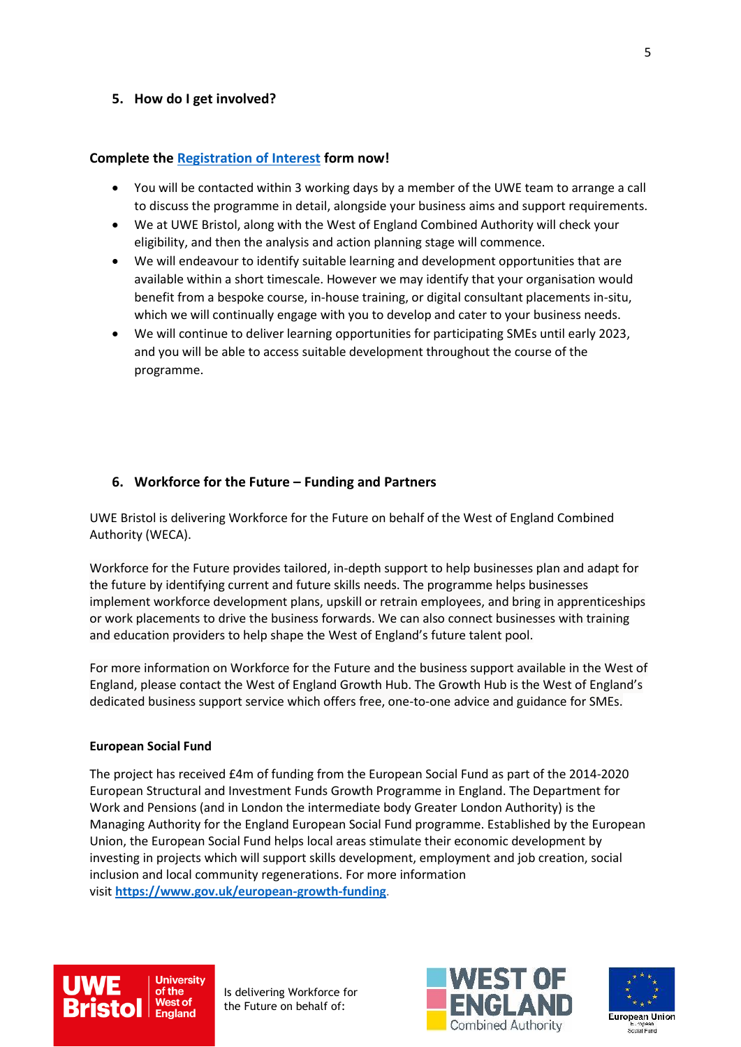## 5. How do I get involved?

**Complete the Registration of Interest form now!**

- You will be contacted within 3 working days by a member of the UWE team to arrange a call to discuss the programme in detail, alongside your business aims and support requirements.
- We at UWE Bristol, along with the West of England Combined Authority will check your eligibility, and then the analysis and action planning stage will commence.
- We will endeavour to identify suitable learning and development opportunities that are available within a short timescale. However we may identify that your organisation would benefit from a bespoke course, in-house training, or digital consultant placements in-situ, which we will continually engage with you to develop and cater to your business needs.
- We will continue to deliver learning opportunities for participating SMEs until early 2023, and you will be able to access suitable development throughout the course of the programme.

## 6. Workforce for the Future – Funding and Partners

UWE Bristol is delivering Workforce for the Future on behalf of the West of England Combined Authority (WECA).

Workforce for the Future provides tailored, in-depth support to help businesses plan and adapt for the future by identifying current and future skills needs. The programme helps businesses implement workforce development plans, upskill or retrain employees, and bring in apprenticeships or work placements to drive the business forwards. We can also connect businesses with training and education providers to help shape the West of England's future talent pool.

For more information on Workforce for the Future and the business support available in the West of England, please contact the West of England Growth Hub. The Growth Hub is the West of England's dedicated business support service which offers free, one-to-one advice and guidance for SMEs.

**European Social Fund**

The project has received £4m of funding from the European Social Fund as part of the 2014-2020 European Structural and Investment Funds Growth Programme in England. The Department for Work and Pensions (and in London the intermediate body Greater London Authority) is the Managing Authority for the England European Social Fund programme. Established by the European Union, the European Social Fund helps local areas stimulate their economic development by investing in projects which will support skills development, employment and job creation, social inclusion and local community regenerations. For more information visit **https://www.gov.uk/european-growth-funding**.

UWE Bristol University of the West of England Is delivering Workforce for the Future on behalf of: WEST OF ENGLAND Combined Authority European Union European Social Fund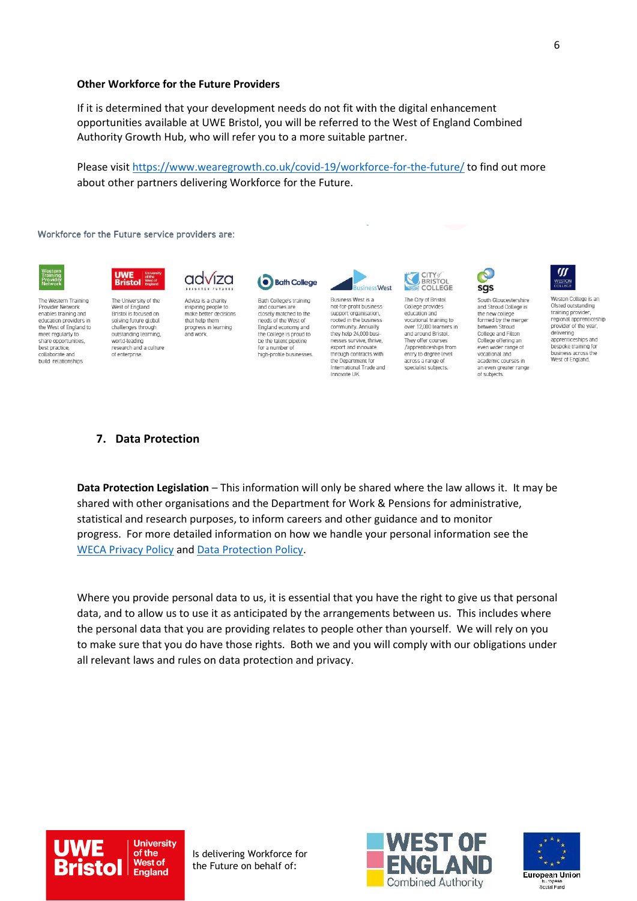**Other Workforce for the Future Providers**

If it is determined that your development needs do not fit with the digital enhancement opportunities available at UWE Bristol, you will be referred to the West of England Combined Authority Growth Hub, who will refer you to a more suitable partner.

Please visit https://www.wearegrowth.co.uk/covid-19/workforce-for-the-future/ to find out more about other partners delivering Workforce for the Future.

Workforce for the Future service providers are:

Western Training Provider Network

The Western Training Provider Network enables training and education providers in the West of England to meet regularly to share opportunities, best practice, collaborate and build relationships

UWE Bristol University of the West of England

The University of the West of England Bristol is focused on solving future global challenges through outstanding learning, world-leading research and a culture of enterprise.

adviza BRIGHTER FUTURES

Adviza is a charity inspiring people to make better decisions that help them progress in learning and work.

Bath College

Bath College's training and courses are closely matched to the needs of the West of England economy and the College is proud to be the talent pipeline for a number of high-profile businesses.

BusinessWest

Business West is a not-for-profit business support organisation, rooted in the business community. Annually they help 24,000 businesses survive, thrive, export and innovate through contracts with the Department for International Trade and Innovate UK.

City of Bristol College

The City of Bristol College provides education and vocational training to over 12,000 learners in and around Bristol. They offer courses /apprenticeships from entry to degree level across a range of specialist subjects.

sgs

South Gloucestershire and Stroud College is the new college formed by the merger between Stroud College and Filton College offering an even wider range of vocational and academic courses in an even greater range of subjects.

Weston College

Weston College is an Ofsted outstanding training provider, regional apprenticeship provider of the year, delivering apprenticeships and bespoke training for business across the West of England.

## 7. Data Protection

**Data Protection Legislation** – This information will only be shared where the law allows it. It may be shared with other organisations and the Department for Work & Pensions for administrative, statistical and research purposes, to inform careers and other guidance and to monitor progress. For more detailed information on how we handle your personal information see the WECA Privacy Policy and Data Protection Policy.

Where you provide personal data to us, it is essential that you have the right to give us that personal data, and to allow us to use it as anticipated by the arrangements between us. This includes where the personal data that you are providing relates to people other than yourself. We will rely on you to make sure that you do have those rights. Both we and you will comply with our obligations under all relevant laws and rules on data protection and privacy.

UWE Bristol University of the West of England Is delivering Workforce for the Future on behalf of: WEST OF ENGLAND Combined Authority European Union European Social Fund